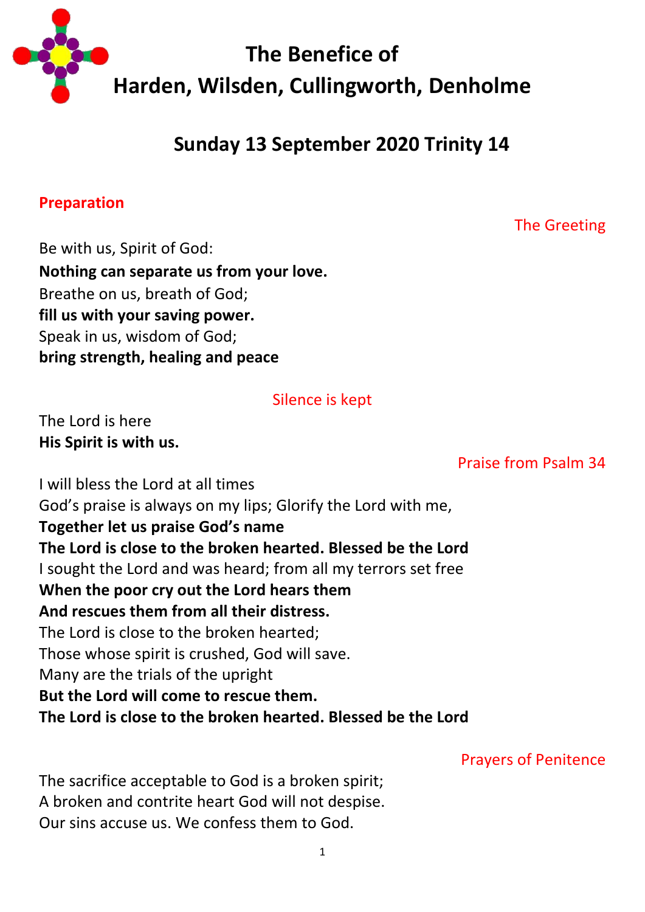# The Benefice of
# Harden, Wilsden, Cullingworth, Denholme

## Sunday 13 September 2020 Trinity 14

### Preparation

The Greeting

Be with us, Spirit of God:
**Nothing can separate us from your love.**
Breathe on us, breath of God;
**fill us with your saving power.**
Speak in us, wisdom of God;
**bring strength, healing and peace**

Silence is kept

The Lord is here
**His Spirit is with us.**

Praise from Psalm 34

I will bless the Lord at all times
God's praise is always on my lips; Glorify the Lord with me,
**Together let us praise God's name**
**The Lord is close to the broken hearted. Blessed be the Lord**
I sought the Lord and was heard; from all my terrors set free
**When the poor cry out the Lord hears them**
**And rescues them from all their distress.**
The Lord is close to the broken hearted;
Those whose spirit is crushed, God will save.
Many are the trials of the upright
**But the Lord will come to rescue them.**
**The Lord is close to the broken hearted. Blessed be the Lord**

Prayers of Penitence

The sacrifice acceptable to God is a broken spirit;
A broken and contrite heart God will not despise.
Our sins accuse us. We confess them to God.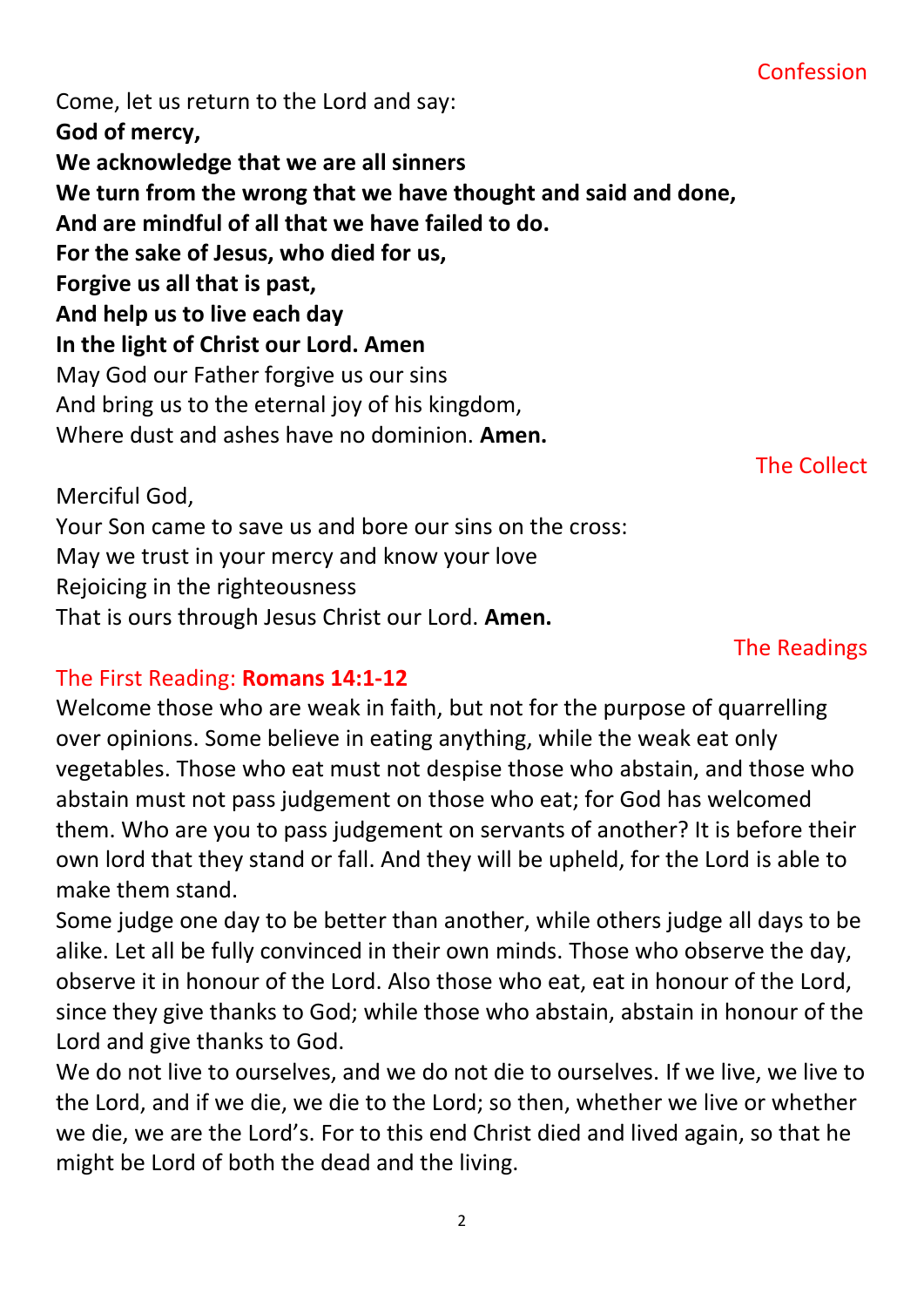## Confession

Come, let us return to the Lord and say:
**God of mercy,**
**We acknowledge that we are all sinners**
**We turn from the wrong that we have thought and said and done,**
**And are mindful of all that we have failed to do.**
**For the sake of Jesus, who died for us,**
**Forgive us all that is past,**
**And help us to live each day**
**In the light of Christ our Lord. Amen**
May God our Father forgive us our sins
And bring us to the eternal joy of his kingdom,
Where dust and ashes have no dominion. **Amen.**

## The Collect

Merciful God,
Your Son came to save us and bore our sins on the cross:
May we trust in your mercy and know your love
Rejoicing in the righteousness
That is ours through Jesus Christ our Lord. **Amen.**

## The Readings

### The First Reading: **Romans 14:1-12**

Welcome those who are weak in faith, but not for the purpose of quarrelling over opinions. Some believe in eating anything, while the weak eat only vegetables. Those who eat must not despise those who abstain, and those who abstain must not pass judgement on those who eat; for God has welcomed them. Who are you to pass judgement on servants of another? It is before their own lord that they stand or fall. And they will be upheld, for the Lord is able to make them stand.

Some judge one day to be better than another, while others judge all days to be alike. Let all be fully convinced in their own minds. Those who observe the day, observe it in honour of the Lord. Also those who eat, eat in honour of the Lord, since they give thanks to God; while those who abstain, abstain in honour of the Lord and give thanks to God.

We do not live to ourselves, and we do not die to ourselves. If we live, we live to the Lord, and if we die, we die to the Lord; so then, whether we live or whether we die, we are the Lord's. For to this end Christ died and lived again, so that he might be Lord of both the dead and the living.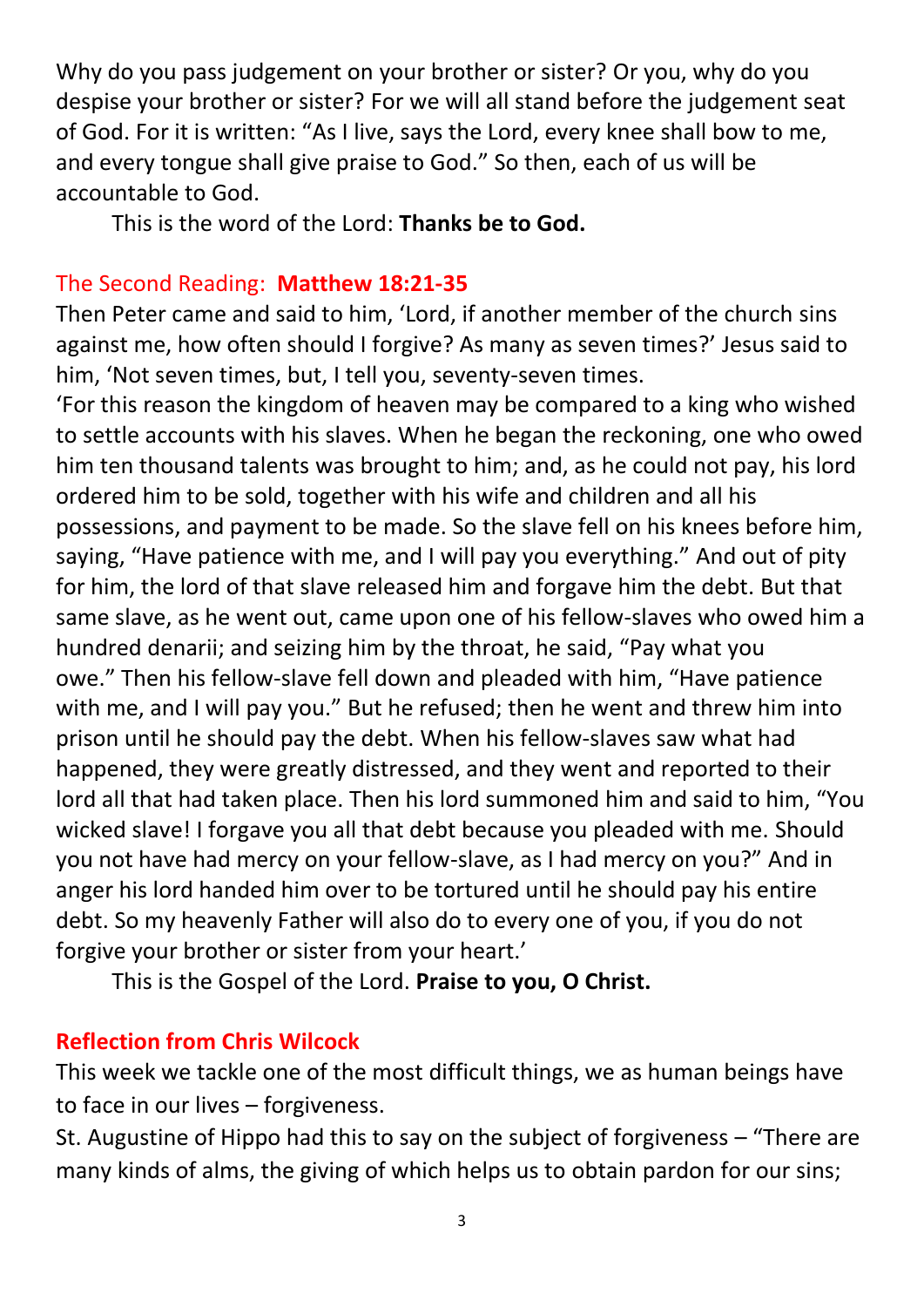Why do you pass judgement on your brother or sister? Or you, why do you despise your brother or sister? For we will all stand before the judgement seat of God. For it is written: “As I live, says the Lord, every knee shall bow to me, and every tongue shall give praise to God.” So then, each of us will be accountable to God.

This is the word of the Lord: **Thanks be to God.**

## The Second Reading: **Matthew 18:21-35**

Then Peter came and said to him, ‘Lord, if another member of the church sins against me, how often should I forgive? As many as seven times?’ Jesus said to him, ‘Not seven times, but, I tell you, seventy-seven times.

‘For this reason the kingdom of heaven may be compared to a king who wished to settle accounts with his slaves. When he began the reckoning, one who owed him ten thousand talents was brought to him; and, as he could not pay, his lord ordered him to be sold, together with his wife and children and all his possessions, and payment to be made. So the slave fell on his knees before him, saying, “Have patience with me, and I will pay you everything.” And out of pity for him, the lord of that slave released him and forgave him the debt. But that same slave, as he went out, came upon one of his fellow-slaves who owed him a hundred denarii; and seizing him by the throat, he said, “Pay what you owe.” Then his fellow-slave fell down and pleaded with him, “Have patience with me, and I will pay you.” But he refused; then he went and threw him into prison until he should pay the debt. When his fellow-slaves saw what had happened, they were greatly distressed, and they went and reported to their lord all that had taken place. Then his lord summoned him and said to him, “You wicked slave! I forgave you all that debt because you pleaded with me. Should you not have had mercy on your fellow-slave, as I had mercy on you?” And in anger his lord handed him over to be tortured until he should pay his entire debt. So my heavenly Father will also do to every one of you, if you do not forgive your brother or sister from your heart.’

This is the Gospel of the Lord. **Praise to you, O Christ.**

## **Reflection from Chris Wilcock**

This week we tackle one of the most difficult things, we as human beings have to face in our lives – forgiveness.

St. Augustine of Hippo had this to say on the subject of forgiveness – “There are many kinds of alms, the giving of which helps us to obtain pardon for our sins;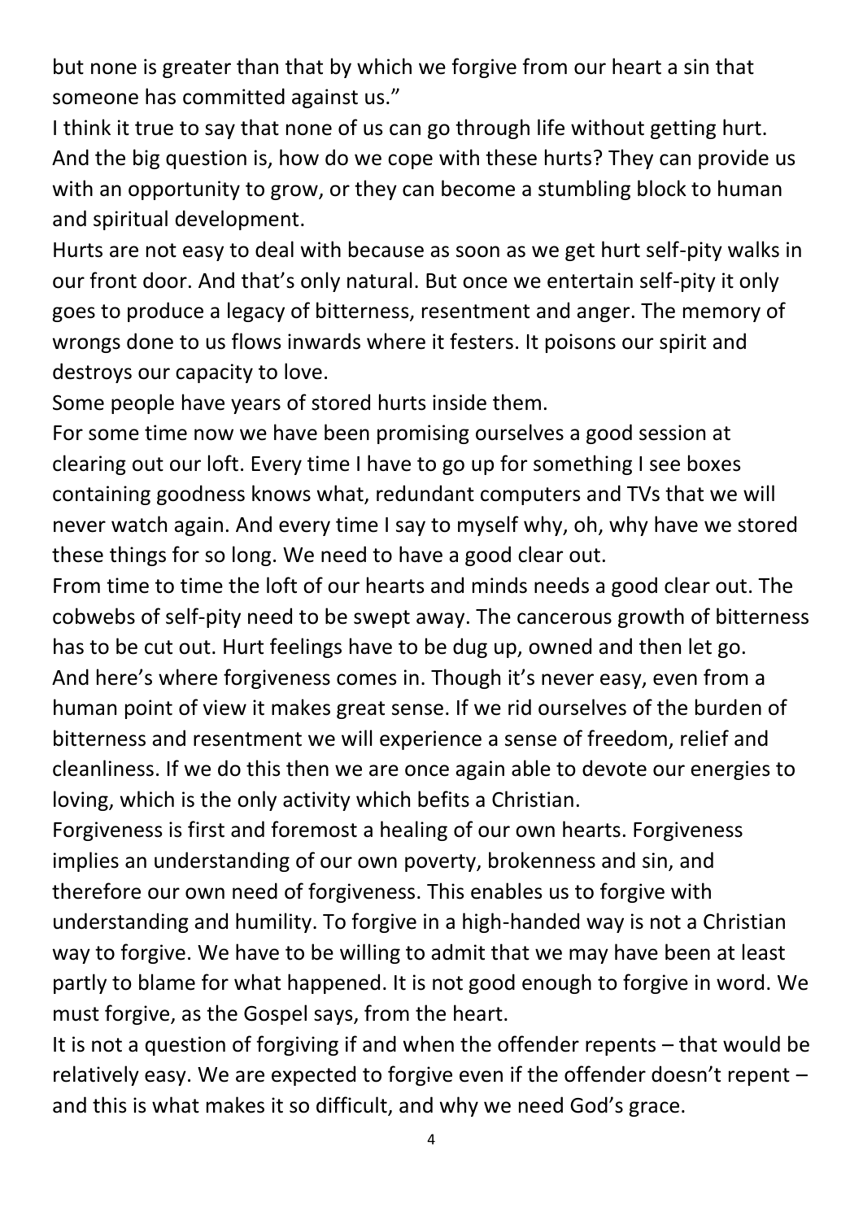but none is greater than that by which we forgive from our heart a sin that someone has committed against us."

I think it true to say that none of us can go through life without getting hurt. And the big question is, how do we cope with these hurts? They can provide us with an opportunity to grow, or they can become a stumbling block to human and spiritual development.

Hurts are not easy to deal with because as soon as we get hurt self-pity walks in our front door. And that's only natural. But once we entertain self-pity it only goes to produce a legacy of bitterness, resentment and anger. The memory of wrongs done to us flows inwards where it festers. It poisons our spirit and destroys our capacity to love.

Some people have years of stored hurts inside them.

For some time now we have been promising ourselves a good session at clearing out our loft. Every time I have to go up for something I see boxes containing goodness knows what, redundant computers and TVs that we will never watch again. And every time I say to myself why, oh, why have we stored these things for so long. We need to have a good clear out.

From time to time the loft of our hearts and minds needs a good clear out. The cobwebs of self-pity need to be swept away. The cancerous growth of bitterness has to be cut out. Hurt feelings have to be dug up, owned and then let go.

And here's where forgiveness comes in. Though it's never easy, even from a human point of view it makes great sense. If we rid ourselves of the burden of bitterness and resentment we will experience a sense of freedom, relief and cleanliness. If we do this then we are once again able to devote our energies to loving, which is the only activity which befits a Christian.

Forgiveness is first and foremost a healing of our own hearts. Forgiveness implies an understanding of our own poverty, brokenness and sin, and therefore our own need of forgiveness. This enables us to forgive with understanding and humility. To forgive in a high-handed way is not a Christian way to forgive. We have to be willing to admit that we may have been at least partly to blame for what happened. It is not good enough to forgive in word. We must forgive, as the Gospel says, from the heart.

It is not a question of forgiving if and when the offender repents – that would be relatively easy. We are expected to forgive even if the offender doesn't repent – and this is what makes it so difficult, and why we need God's grace.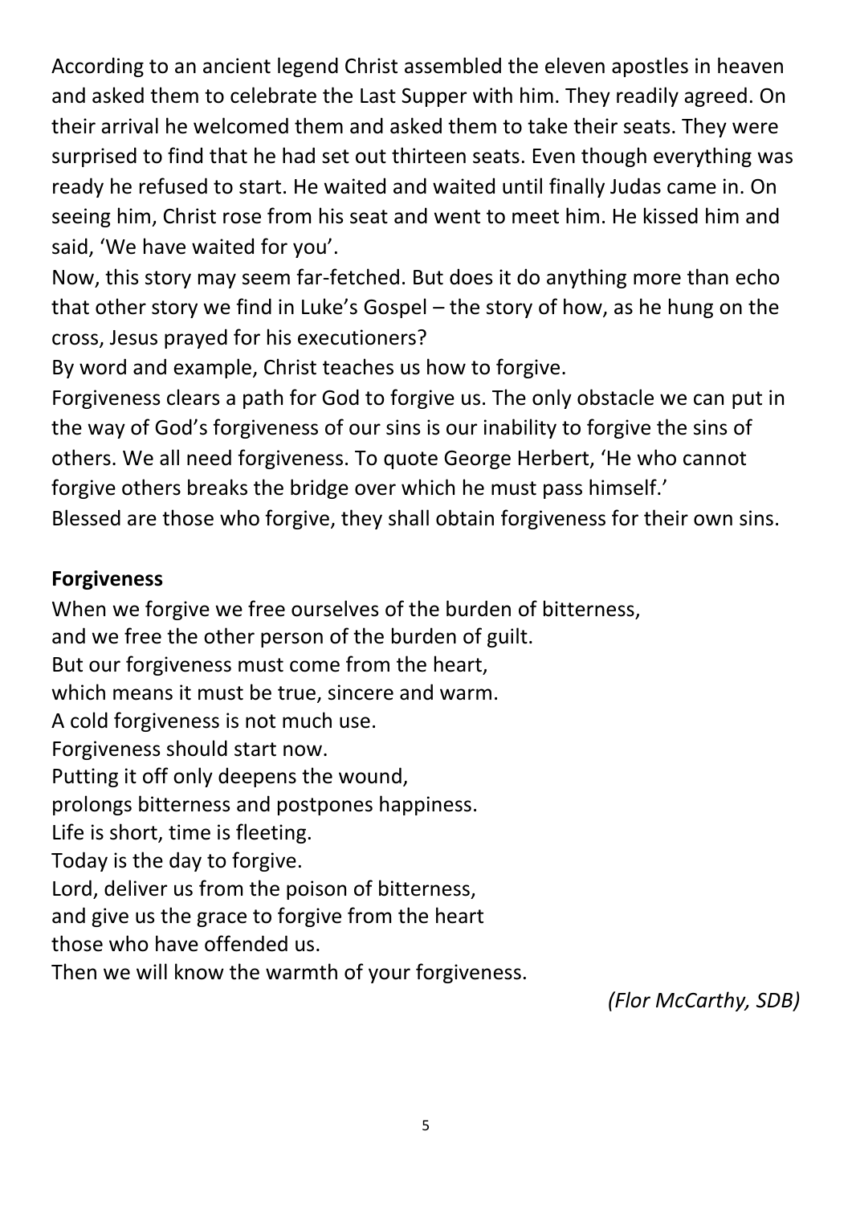According to an ancient legend Christ assembled the eleven apostles in heaven and asked them to celebrate the Last Supper with him. They readily agreed. On their arrival he welcomed them and asked them to take their seats. They were surprised to find that he had set out thirteen seats. Even though everything was ready he refused to start. He waited and waited until finally Judas came in. On seeing him, Christ rose from his seat and went to meet him. He kissed him and said, 'We have waited for you'.

Now, this story may seem far-fetched. But does it do anything more than echo that other story we find in Luke's Gospel – the story of how, as he hung on the cross, Jesus prayed for his executioners?

By word and example, Christ teaches us how to forgive.

Forgiveness clears a path for God to forgive us. The only obstacle we can put in the way of God's forgiveness of our sins is our inability to forgive the sins of others. We all need forgiveness. To quote George Herbert, 'He who cannot forgive others breaks the bridge over which he must pass himself.'

Blessed are those who forgive, they shall obtain forgiveness for their own sins.

**Forgiveness**

When we forgive we free ourselves of the burden of bitterness,
and we free the other person of the burden of guilt.
But our forgiveness must come from the heart,
which means it must be true, sincere and warm.
A cold forgiveness is not much use.
Forgiveness should start now.
Putting it off only deepens the wound,
prolongs bitterness and postpones happiness.
Life is short, time is fleeting.
Today is the day to forgive.
Lord, deliver us from the poison of bitterness,
and give us the grace to forgive from the heart
those who have offended us.
Then we will know the warmth of your forgiveness.

*(Flor McCarthy, SDB)*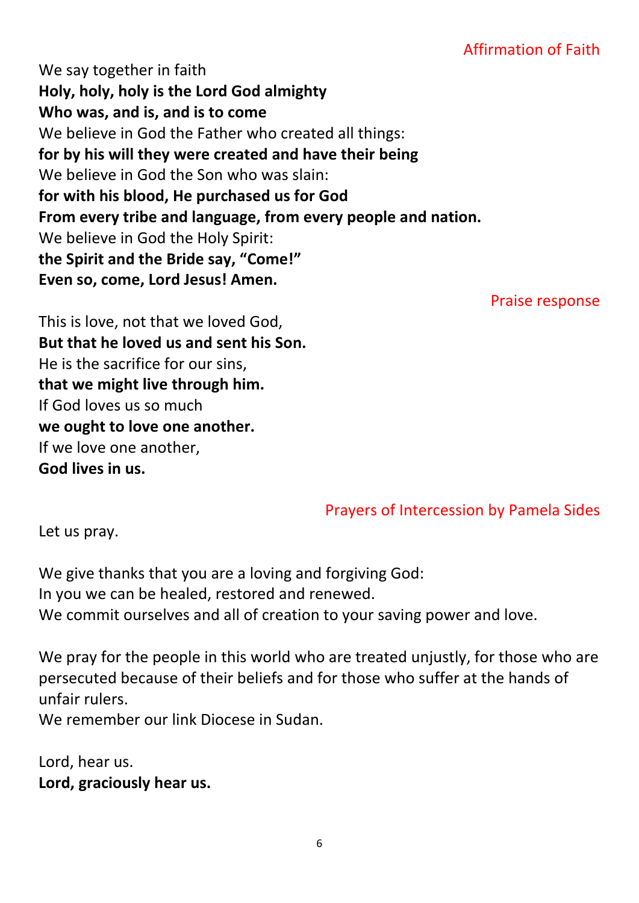## Affirmation of Faith

We say together in faith
**Holy, holy, holy is the Lord God almighty**
**Who was, and is, and is to come**
We believe in God the Father who created all things:
**for by his will they were created and have their being**
We believe in God the Son who was slain:
**for with his blood, He purchased us for God**
**From every tribe and language, from every people and nation.**
We believe in God the Holy Spirit:
**the Spirit and the Bride say, "Come!"**
**Even so, come, Lord Jesus! Amen.**

## Praise response

This is love, not that we loved God,
**But that he loved us and sent his Son.**
He is the sacrifice for our sins,
**that we might live through him.**
If God loves us so much
**we ought to love one another.**
If we love one another,
**God lives in us.**

## Prayers of Intercession by Pamela Sides

Let us pray.

We give thanks that you are a loving and forgiving God:
In you we can be healed, restored and renewed.
We commit ourselves and all of creation to your saving power and love.

We pray for the people in this world who are treated unjustly, for those who are persecuted because of their beliefs and for those who suffer at the hands of unfair rulers.
We remember our link Diocese in Sudan.

Lord, hear us.
**Lord, graciously hear us.**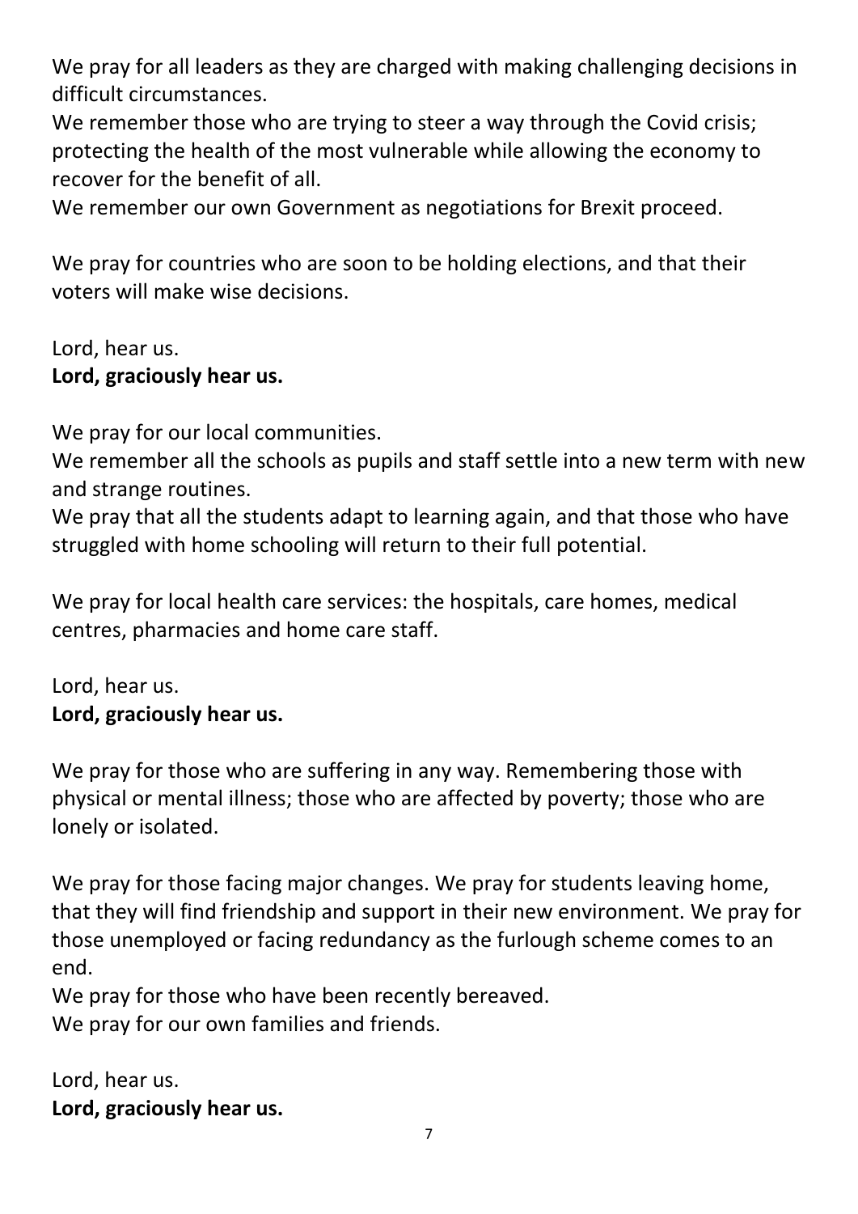We pray for all leaders as they are charged with making challenging decisions in difficult circumstances.
We remember those who are trying to steer a way through the Covid crisis; protecting the health of the most vulnerable while allowing the economy to recover for the benefit of all.
We remember our own Government as negotiations for Brexit proceed.

We pray for countries who are soon to be holding elections, and that their voters will make wise decisions.

Lord, hear us.
**Lord, graciously hear us.**

We pray for our local communities.
We remember all the schools as pupils and staff settle into a new term with new and strange routines.
We pray that all the students adapt to learning again, and that those who have struggled with home schooling will return to their full potential.

We pray for local health care services: the hospitals, care homes, medical centres, pharmacies and home care staff.

Lord, hear us.
**Lord, graciously hear us.**

We pray for those who are suffering in any way. Remembering those with physical or mental illness; those who are affected by poverty; those who are lonely or isolated.

We pray for those facing major changes. We pray for students leaving home, that they will find friendship and support in their new environment. We pray for those unemployed or facing redundancy as the furlough scheme comes to an end.
We pray for those who have been recently bereaved.
We pray for our own families and friends.

Lord, hear us.
**Lord, graciously hear us.**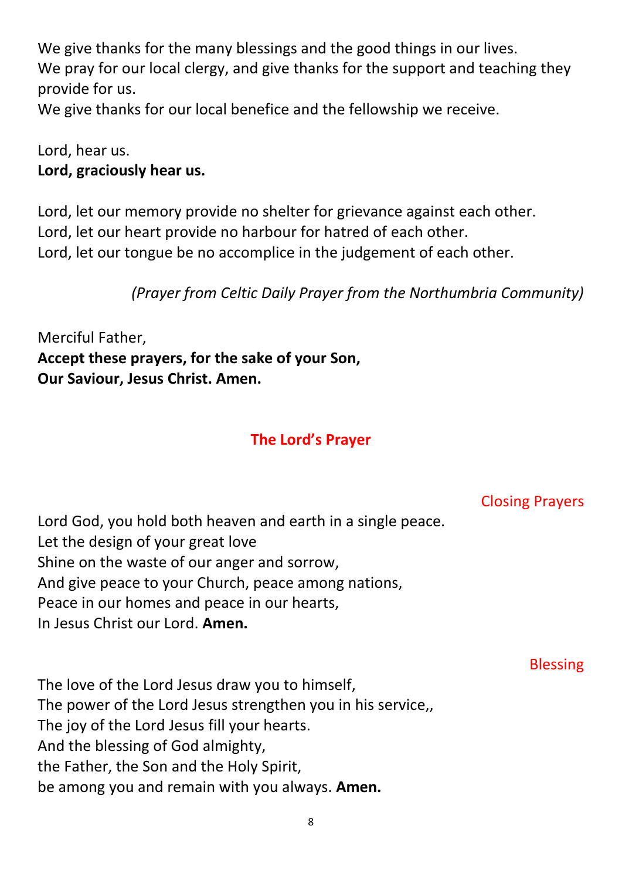We give thanks for the many blessings and the good things in our lives.
We pray for our local clergy, and give thanks for the support and teaching they provide for us.
We give thanks for our local benefice and the fellowship we receive.

Lord, hear us.
**Lord, graciously hear us.**

Lord, let our memory provide no shelter for grievance against each other.
Lord, let our heart provide no harbour for hatred of each other.
Lord, let our tongue be no accomplice in the judgement of each other.

*(Prayer from Celtic Daily Prayer from the Northumbria Community)*

Merciful Father,
**Accept these prayers, for the sake of your Son,**
**Our Saviour, Jesus Christ. Amen.**

## The Lord's Prayer

### Closing Prayers

Lord God, you hold both heaven and earth in a single peace.
Let the design of your great love
Shine on the waste of our anger and sorrow,
And give peace to your Church, peace among nations,
Peace in our homes and peace in our hearts,
In Jesus Christ our Lord. **Amen.**

### Blessing

The love of the Lord Jesus draw you to himself,
The power of the Lord Jesus strengthen you in his service,,
The joy of the Lord Jesus fill your hearts.
And the blessing of God almighty,
the Father, the Son and the Holy Spirit,
be among you and remain with you always. **Amen.**